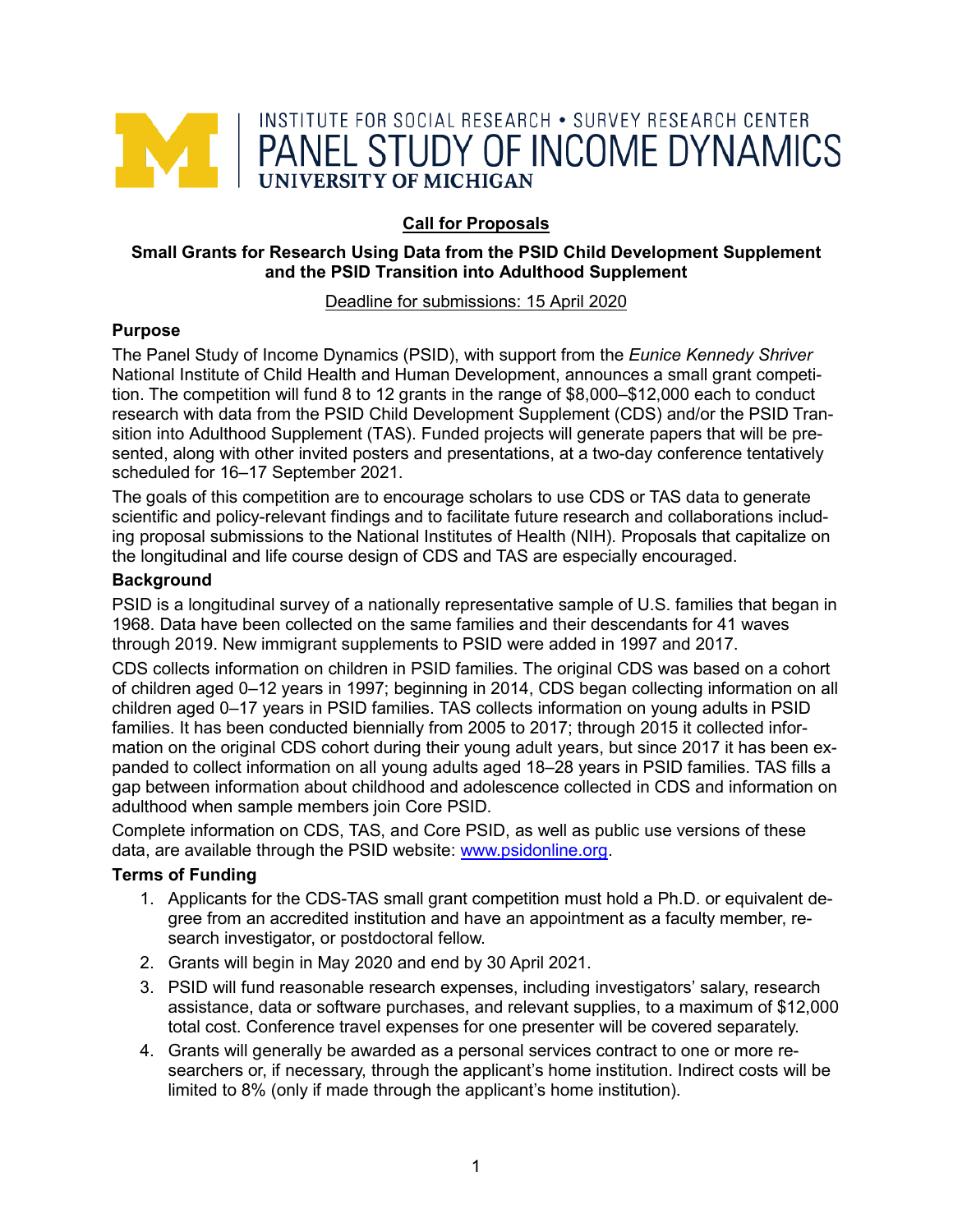INSTITUTE FOR SOCIAL RESEARCH • SURVEY RESEARCH CENTER
PANEL STUDY OF INCOME DYNAMICS
UNIVERSITY OF MICHIGAN

# Call for Proposals

## Small Grants for Research Using Data from the PSID Child Development Supplement and the PSID Transition into Adulthood Supplement

Deadline for submissions: 15 April 2020

### Purpose

The Panel Study of Income Dynamics (PSID), with support from the *Eunice Kennedy Shriver* National Institute of Child Health and Human Development, announces a small grant competition. The competition will fund 8 to 12 grants in the range of $8,000–$12,000 each to conduct research with data from the PSID Child Development Supplement (CDS) and/or the PSID Transition into Adulthood Supplement (TAS). Funded projects will generate papers that will be presented, along with other invited posters and presentations, at a two-day conference tentatively scheduled for 16–17 September 2021.

The goals of this competition are to encourage scholars to use CDS or TAS data to generate scientific and policy-relevant findings and to facilitate future research and collaborations including proposal submissions to the National Institutes of Health (NIH). Proposals that capitalize on the longitudinal and life course design of CDS and TAS are especially encouraged.

### Background

PSID is a longitudinal survey of a nationally representative sample of U.S. families that began in 1968. Data have been collected on the same families and their descendants for 41 waves through 2019. New immigrant supplements to PSID were added in 1997 and 2017.

CDS collects information on children in PSID families. The original CDS was based on a cohort of children aged 0–12 years in 1997; beginning in 2014, CDS began collecting information on all children aged 0–17 years in PSID families. TAS collects information on young adults in PSID families. It has been conducted biennially from 2005 to 2017; through 2015 it collected information on the original CDS cohort during their young adult years, but since 2017 it has been expanded to collect information on all young adults aged 18–28 years in PSID families. TAS fills a gap between information about childhood and adolescence collected in CDS and information on adulthood when sample members join Core PSID.

Complete information on CDS, TAS, and Core PSID, as well as public use versions of these data, are available through the PSID website: [www.psidonline.org](http://www.psidonline.org).

### Terms of Funding

1. Applicants for the CDS-TAS small grant competition must hold a Ph.D. or equivalent degree from an accredited institution and have an appointment as a faculty member, research investigator, or postdoctoral fellow.
2. Grants will begin in May 2020 and end by 30 April 2021.
3. PSID will fund reasonable research expenses, including investigators' salary, research assistance, data or software purchases, and relevant supplies, to a maximum of $12,000 total cost. Conference travel expenses for one presenter will be covered separately.
4. Grants will generally be awarded as a personal services contract to one or more researchers or, if necessary, through the applicant's home institution. Indirect costs will be limited to 8% (only if made through the applicant's home institution).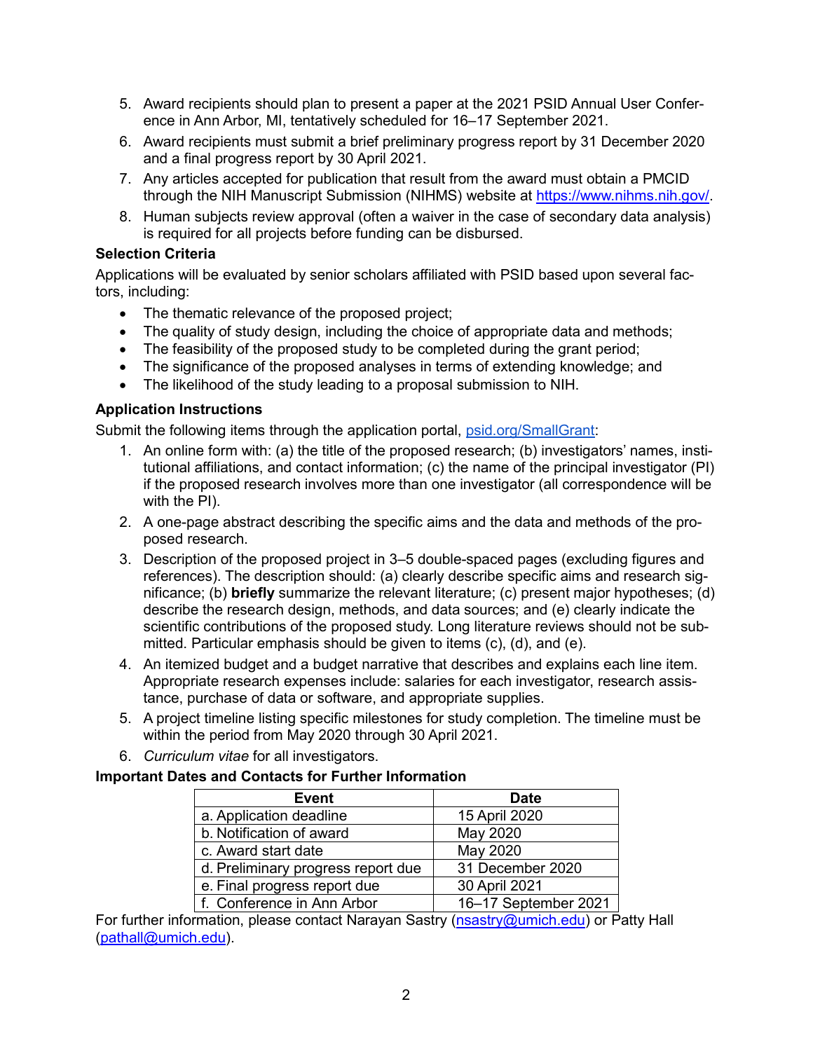5. Award recipients should plan to present a paper at the 2021 PSID Annual User Conference in Ann Arbor, MI, tentatively scheduled for 16–17 September 2021.
6. Award recipients must submit a brief preliminary progress report by 31 December 2020 and a final progress report by 30 April 2021.
7. Any articles accepted for publication that result from the award must obtain a PMCID through the NIH Manuscript Submission (NIHMS) website at [https://www.nihms.nih.gov/](https://www.nihms.nih.gov/).
8. Human subjects review approval (often a waiver in the case of secondary data analysis) is required for all projects before funding can be disbursed.

**Selection Criteria**

Applications will be evaluated by senior scholars affiliated with PSID based upon several factors, including:

- The thematic relevance of the proposed project;
- The quality of study design, including the choice of appropriate data and methods;
- The feasibility of the proposed study to be completed during the grant period;
- The significance of the proposed analyses in terms of extending knowledge; and
- The likelihood of the study leading to a proposal submission to NIH.

**Application Instructions**

Submit the following items through the application portal, [psid.org/SmallGrant](psid.org/SmallGrant):

1. An online form with: (a) the title of the proposed research; (b) investigators' names, institutional affiliations, and contact information; (c) the name of the principal investigator (PI) if the proposed research involves more than one investigator (all correspondence will be with the PI).
2. A one-page abstract describing the specific aims and the data and methods of the proposed research.
3. Description of the proposed project in 3–5 double-spaced pages (excluding figures and references). The description should: (a) clearly describe specific aims and research significance; (b) **briefly** summarize the relevant literature; (c) present major hypotheses; (d) describe the research design, methods, and data sources; and (e) clearly indicate the scientific contributions of the proposed study. Long literature reviews should not be submitted. Particular emphasis should be given to items (c), (d), and (e).
4. An itemized budget and a budget narrative that describes and explains each line item. Appropriate research expenses include: salaries for each investigator, research assistance, purchase of data or software, and appropriate supplies.
5. A project timeline listing specific milestones for study completion. The timeline must be within the period from May 2020 through 30 April 2021.
6. *Curriculum vitae* for all investigators.

**Important Dates and Contacts for Further Information**

| Event | Date |
|---|---|
| a. Application deadline | 15 April 2020 |
| b. Notification of award | May 2020 |
| c. Award start date | May 2020 |
| d. Preliminary progress report due | 31 December 2020 |
| e. Final progress report due | 30 April 2021 |
| f. Conference in Ann Arbor | 16–17 September 2021 |

For further information, please contact Narayan Sastry ([nsastry@umich.edu](mailto:nsastry@umich.edu)) or Patty Hall ([pathall@umich.edu](mailto:pathall@umich.edu)).